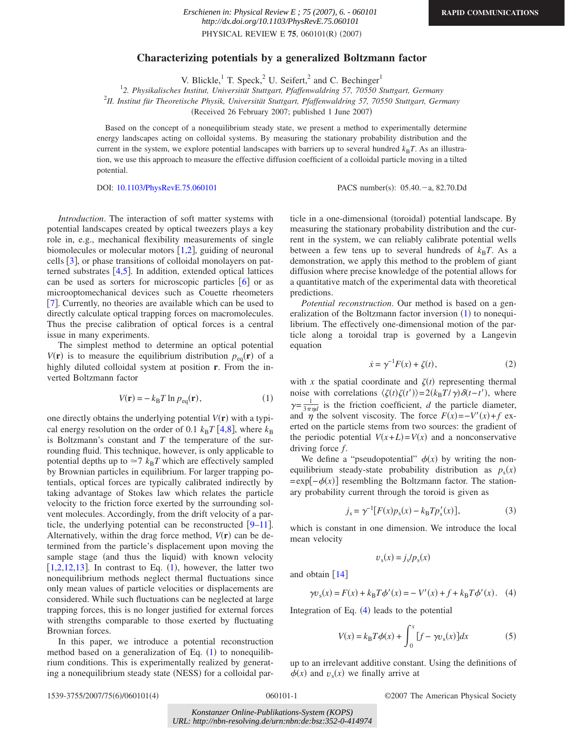# Characterizing potentials by a generalized Boltzmann factor

V. Blickle,[1] T. Speck,[2] U. Seifert,[2] and C. Bechinger[1]

[1] 2. Physikalisches Institut, Universität Stuttgart, Pfaffenwaldring 57, 70550 Stuttgart, Germany
[2] II. Institut für Theoretische Physik, Universität Stuttgart, Pfaffenwaldring 57, 70550 Stuttgart, Germany

(Received 26 February 2007; published 1 June 2007)

Based on the concept of a nonequilibrium steady state, we present a method to experimentally determine energy landscapes acting on colloidal systems. By measuring the stationary probability distribution and the current in the system, we explore potential landscapes with barriers up to several hundred $k_BT$. As an illustration, we use this approach to measure the effective diffusion coefficient of a colloidal particle moving in a tilted potential.

DOI: 10.1103/PhysRevE.75.060101 PACS number(s): 05.40.−a, 82.70.Dd

*Introduction*. The interaction of soft matter systems with potential landscapes created by optical tweezers plays a key role in, e.g., mechanical flexibility measurements of single biomolecules or molecular motors [1,2], guiding of neuronal cells [3], or phase transitions of colloidal monolayers on patterned substrates [4,5]. In addition, extended optical lattices can be used as sorters for microscopic particles [6] or as microoptomechanical devices such as Couette rheometers [7]. Currently, no theories are available which can be used to directly calculate optical trapping forces on macromolecules. Thus the precise calibration of optical forces is a central issue in many experiments.

The simplest method to determine an optical potential $V(\mathbf{r})$ is to measure the equilibrium distribution $p_{\text{eq}}(\mathbf{r})$ of a highly diluted colloidal system at position $\mathbf{r}$. From the inverted Boltzmann factor

$$V(\mathbf{r}) = -k_BT \ln p_{\text{eq}}(\mathbf{r}), \tag{1}$$

one directly obtains the underlying potential $V(\mathbf{r})$ with a typical energy resolution on the order of 0.1 $k_BT$ [4,8], where $k_B$ is Boltzmann's constant and $T$ the temperature of the surrounding fluid. This technique, however, is only applicable to potential depths up to $\simeq 7$ $k_BT$ which are effectively sampled by Brownian particles in equilibrium. For larger trapping potentials, optical forces are typically calibrated indirectly by taking advantage of Stokes law which relates the particle velocity to the friction force exerted by the surrounding solvent molecules. Accordingly, from the drift velocity of a particle, the underlying potential can be reconstructed [9–11]. Alternatively, within the drag force method, $V(\mathbf{r})$ can be determined from the particle's displacement upon moving the sample stage (and thus the liquid) with known velocity [1,2,12,13]. In contrast to Eq. (1), however, the latter two nonequilibrium methods neglect thermal fluctuations since only mean values of particle velocities or displacements are considered. While such fluctuations can be neglected at large trapping forces, this is no longer justified for external forces with strengths comparable to those exerted by fluctuating Brownian forces.

In this paper, we introduce a potential reconstruction method based on a generalization of Eq. (1) to nonequilibrium conditions. This is experimentally realized by generating a nonequilibrium steady state (NESS) for a colloidal particle in a one-dimensional (toroidal) potential landscape. By measuring the stationary probability distribution and the current in the system, we can reliably calibrate potential wells between a few tens up to several hundreds of $k_BT$. As a demonstration, we apply this method to the problem of giant diffusion where precise knowledge of the potential allows for a quantitative match of the experimental data with theoretical predictions.

*Potential reconstruction*. Our method is based on a generalization of the Boltzmann factor inversion (1) to nonequilibrium. The effectively one-dimensional motion of the particle along a toroidal trap is governed by a Langevin equation

$$\dot{x} = \gamma^{-1}F(x) + \zeta(t), \tag{2}$$

with $x$ the spatial coordinate and $\zeta(t)$ representing thermal noise with correlations $\langle \zeta(t)\zeta(t')\rangle = 2(k_BT/\gamma)\delta(t-t')$, where $\gamma = \frac{1}{3\pi\eta d}$ is the friction coefficient, $d$ the particle diameter, and $\eta$ the solvent viscosity. The force $F(x) = -V'(x) + f$ exerted on the particle stems from two sources: the gradient of the periodic potential $V(x+L) = V(x)$ and a nonconservative driving force $f$.

We define a "pseudopotential" $\phi(x)$ by writing the nonequilibrium steady-state probability distribution as $p_s(x) = \exp[-\phi(x)]$ resembling the Boltzmann factor. The stationary probability current through the toroid is given as

$$j_s = \gamma^{-1}[F(x)p_s(x) - k_BTp_s'(x)], \tag{3}$$

which is constant in one dimension. We introduce the local mean velocity

$$v_s(x) = j_s/p_s(x)$$

and obtain [14]

$$\gamma v_s(x) = F(x) + k_BT\phi'(x) = -V'(x) + f + k_BT\phi'(x). \tag{4}$$

Integration of Eq. (4) leads to the potential

$$V(x) = k_BT\phi(x) + \int_0^x [f - \gamma v_s(x)]dx \tag{5}$$

up to an irrelevant additive constant. Using the definitions of $\phi(x)$ and $v_s(x)$ we finally arrive at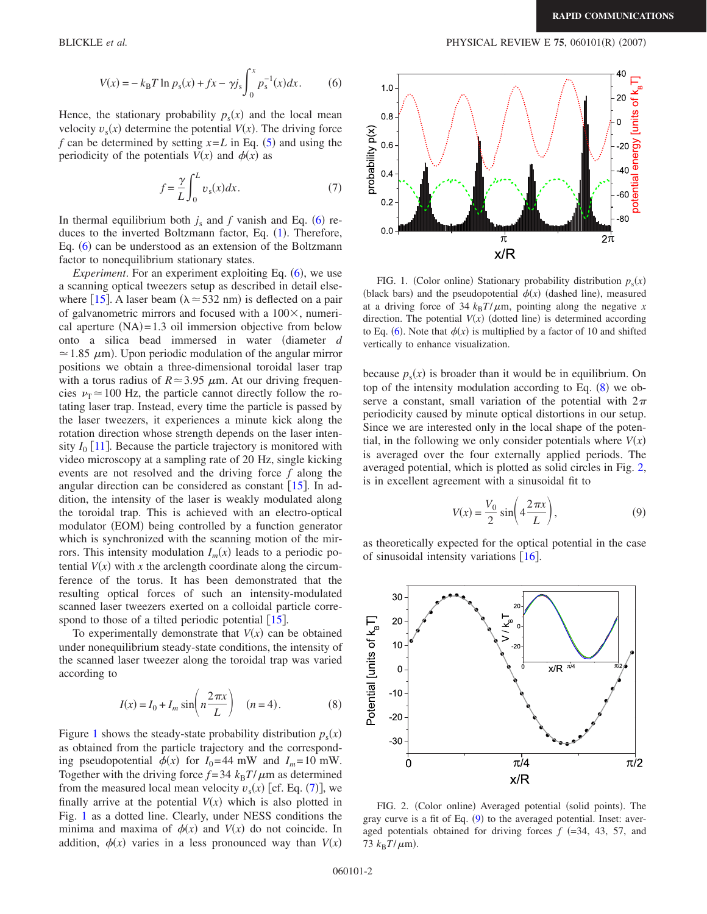$$V(x) = -k_B T \ln p_s(x) + fx - \gamma j_s \int_0^x p_s^{-1}(x) dx. \quad (6)$$

Hence, the stationary probability $p_s(x)$ and the local mean velocity $v_s(x)$ determine the potential $V(x)$. The driving force $f$ can be determined by setting $x=L$ in Eq. (5) and using the periodicity of the potentials $V(x)$ and $\phi(x)$ as

$$f = \frac{\gamma}{L} \int_0^L v_s(x) dx. \quad (7)$$

In thermal equilibrium both $j_s$ and $f$ vanish and Eq. (6) reduces to the inverted Boltzmann factor, Eq. (1). Therefore, Eq. (6) can be understood as an extension of the Boltzmann factor to nonequilibrium stationary states.

*Experiment*. For an experiment exploiting Eq. (6), we use a scanning optical tweezers setup as described in detail elsewhere [15]. A laser beam ($\lambda \simeq 532$ nm) is deflected on a pair of galvanometric mirrors and focused with a 100×, numerical aperture (NA)=1.3 oil immersion objective from below onto a silica bead immersed in water (diameter $d \simeq 1.85$ $\mu$m). Upon periodic modulation of the angular mirror positions we obtain a three-dimensional toroidal laser trap with a torus radius of $R \simeq 3.95$ $\mu$m. At our driving frequencies $\nu_T \simeq 100$ Hz, the particle cannot directly follow the rotating laser trap. Instead, every time the particle is passed by the laser tweezers, it experiences a minute kick along the rotation direction whose strength depends on the laser intensity $I_0$ [11]. Because the particle trajectory is monitored with video microscopy at a sampling rate of 20 Hz, single kicking events are not resolved and the driving force $f$ along the angular direction can be considered as constant [15]. In addition, the intensity of the laser is weakly modulated along the toroidal trap. This is achieved with an electro-optical modulator (EOM) being controlled by a function generator which is synchronized with the scanning motion of the mirrors. This intensity modulation $I_m(x)$ leads to a periodic potential $V(x)$ with $x$ the arclength coordinate along the circumference of the torus. It has been demonstrated that the resulting optical forces of such an intensity-modulated scanned laser tweezers exerted on a colloidal particle correspond to those of a tilted periodic potential [15].

To experimentally demonstrate that $V(x)$ can be obtained under nonequilibrium steady-state conditions, the intensity of the scanned laser tweezer along the toroidal trap was varied according to

$$I(x) = I_0 + I_m \sin\left(n \frac{2\pi x}{L}\right) \quad (n=4). \quad (8)$$

Figure 1 shows the steady-state probability distribution $p_s(x)$ as obtained from the particle trajectory and the corresponding pseudopotential $\phi(x)$ for $I_0=44$ mW and $I_m=10$ mW. Together with the driving force $f=34$ $k_BT/\mu$m as determined from the measured local mean velocity $v_s(x)$ [cf. Eq. (7)], we finally arrive at the potential $V(x)$ which is also plotted in Fig. 1 as a dotted line. Clearly, under NESS conditions the minima and maxima of $\phi(x)$ and $V(x)$ do not coincide. In addition, $\phi(x)$ varies in a less pronounced way than $V(x)$ because $p_s(x)$ is broader than it would be in equilibrium. On top of the intensity modulation according to Eq. (8) we observe a constant, small variation of the potential with $2\pi$ periodicity caused by minute optical distortions in our setup. Since we are interested only in the local shape of the potential, in the following we only consider potentials where $V(x)$ is averaged over the four externally applied periods. The averaged potential, which is plotted as solid circles in Fig. 2, is in excellent agreement with a sinusoidal fit to

$$V(x) = \frac{V_0}{2} \sin\left(4 \frac{2\pi x}{L}\right), \quad (9)$$

as theoretically expected for the optical potential in the case of sinusoidal intensity variations [16].

FIG. 1. (Color online) Stationary probability distribution $p_s(x)$ (black bars) and the pseudopotential $\phi(x)$ (dashed line), measured at a driving force of 34 $k_BT/\mu$m, pointing along the negative $x$ direction. The potential $V(x)$ (dotted line) is determined according to Eq. (6). Note that $\phi(x)$ is multiplied by a factor of 10 and shifted vertically to enhance visualization.

FIG. 2. (Color online) Averaged potential (solid points). The gray curve is a fit of Eq. (9) to the averaged potential. Inset: averaged potentials obtained for driving forces $f$ (=34, 43, 57, and 73 $k_BT/\mu$m).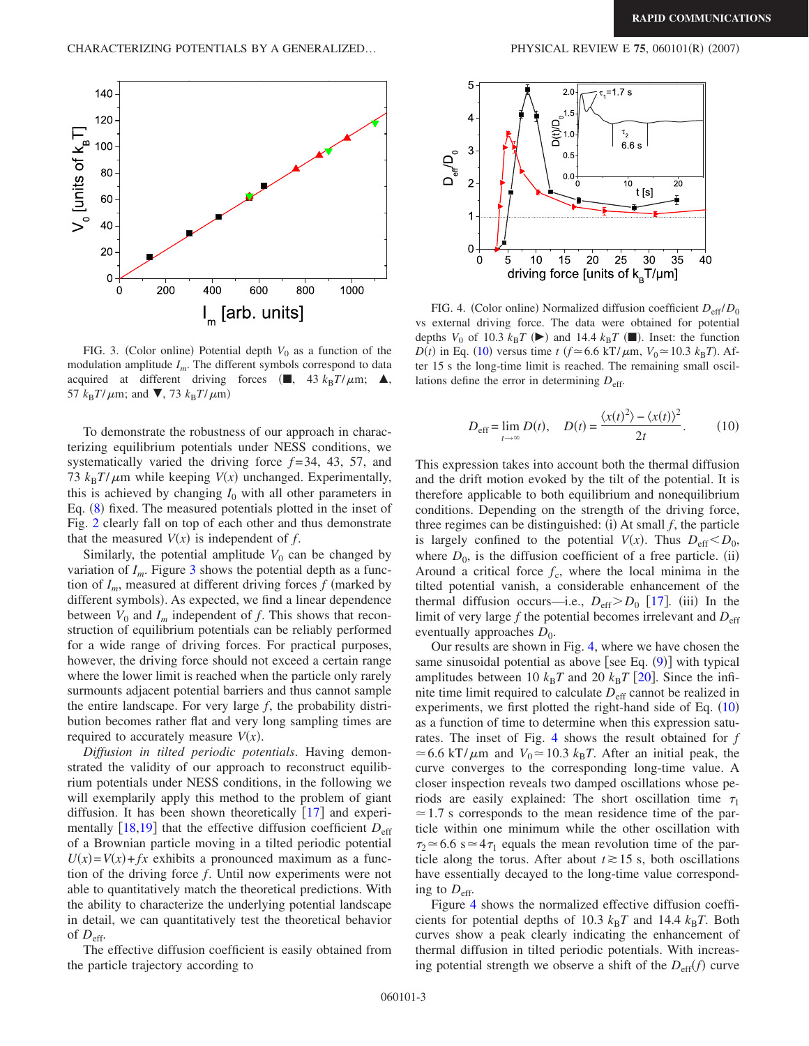FIG. 3. (Color online) Potential depth $V_0$ as a function of the modulation amplitude $I_m$. The different symbols correspond to data acquired at different driving forces (■, 43 $k_BT/\mu$m; ▲, 57 $k_BT/\mu$m; and ▼, 73 $k_BT/\mu$m)

To demonstrate the robustness of our approach in characterizing equilibrium potentials under NESS conditions, we systematically varied the driving force $f$=34, 43, 57, and 73 $k_BT/\mu$m while keeping $V(x)$ unchanged. Experimentally, this is achieved by changing $I_0$ with all other parameters in Eq. (8) fixed. The measured potentials plotted in the inset of Fig. 2 clearly fall on top of each other and thus demonstrate that the measured $V(x)$ is independent of $f$.

Similarly, the potential amplitude $V_0$ can be changed by variation of $I_m$. Figure 3 shows the potential depth as a function of $I_m$, measured at different driving forces $f$ (marked by different symbols). As expected, we find a linear dependence between $V_0$ and $I_m$ independent of $f$. This shows that reconstruction of equilibrium potentials can be reliably performed for a wide range of driving forces. For practical purposes, however, the driving force should not exceed a certain range where the lower limit is reached when the particle only rarely surmounts adjacent potential barriers and thus cannot sample the entire landscape. For very large $f$, the probability distribution becomes rather flat and very long sampling times are required to accurately measure $V(x)$.

*Diffusion in tilted periodic potentials.* Having demonstrated the validity of our approach to reconstruct equilibrium potentials under NESS conditions, in the following we will exemplarily apply this method to the problem of giant diffusion. It has been shown theoretically [17] and experimentally [18,19] that the effective diffusion coefficient $D_{\text{eff}}$ of a Brownian particle moving in a tilted periodic potential $U(x)=V(x)+fx$ exhibits a pronounced maximum as a function of the driving force $f$. Until now experiments were not able to quantitatively match the theoretical predictions. With the ability to characterize the underlying potential landscape in detail, we can quantitatively test the theoretical behavior of $D_{\text{eff}}$.

The effective diffusion coefficient is easily obtained from the particle trajectory according to

FIG. 4. (Color online) Normalized diffusion coefficient $D_{\text{eff}}/D_0$ vs external driving force. The data were obtained for potential depths $V_0$ of 10.3 $k_BT$ (▶) and 14.4 $k_BT$ (■). Inset: the function $D(t)$ in Eq. (10) versus time $t$ ($f\simeq 6.6$ kT/$\mu$m, $V_0 \simeq 10.3$ $k_BT$). After 15 s the long-time limit is reached. The remaining small oscillations define the error in determining $D_{\text{eff}}$.

$$D_{\text{eff}} = \lim_{t\to\infty} D(t), \quad D(t) = \frac{\langle x(t)^2\rangle - \langle x(t)\rangle^2}{2t}. \qquad (10)$$

This expression takes into account both the thermal diffusion and the drift motion evoked by the tilt of the potential. It is therefore applicable to both equilibrium and nonequilibrium conditions. Depending on the strength of the driving force, three regimes can be distinguished: (i) At small $f$, the particle is largely confined to the potential $V(x)$. Thus $D_{\text{eff}}<D_0$, where $D_0$, is the diffusion coefficient of a free particle. (ii) Around a critical force $f_c$, where the local minima in the tilted potential vanish, a considerable enhancement of the thermal diffusion occurs—i.e., $D_{\text{eff}}>D_0$ [17]. (iii) In the limit of very large $f$ the potential becomes irrelevant and $D_{\text{eff}}$ eventually approaches $D_0$.

Our results are shown in Fig. 4, where we have chosen the same sinusoidal potential as above [see Eq. (9)] with typical amplitudes between 10 $k_BT$ and 20 $k_BT$ [20]. Since the infinite time limit required to calculate $D_{\text{eff}}$ cannot be realized in experiments, we first plotted the right-hand side of Eq. (10) as a function of time to determine when this expression saturates. The inset of Fig. 4 shows the result obtained for $f \simeq 6.6$ kT/$\mu$m and $V_0 \simeq 10.3$ $k_BT$. After an initial peak, the curve converges to the corresponding long-time value. A closer inspection reveals two damped oscillations whose periods are easily explained: The short oscillation time $\tau_1 \simeq 1.7$ s corresponds to the mean residence time of the particle within one minimum while the other oscillation with $\tau_2 \simeq 6.6$ s$\simeq 4\tau_1$ equals the mean revolution time of the particle along the torus. After about $t \gtrsim 15$ s, both oscillations have essentially decayed to the long-time value corresponding to $D_{\text{eff}}$.

Figure 4 shows the normalized effective diffusion coefficients for potential depths of 10.3 $k_BT$ and 14.4 $k_BT$. Both curves show a peak clearly indicating the enhancement of thermal diffusion in tilted periodic potentials. With increasing potential strength we observe a shift of the $D_{\text{eff}}(f)$ curve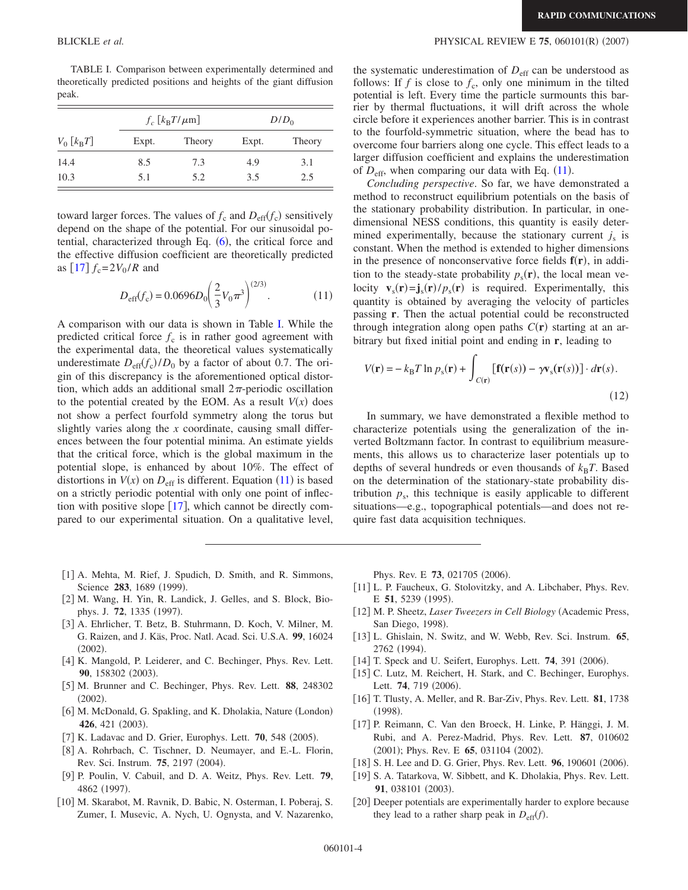TABLE I. Comparison between experimentally determined and theoretically predicted positions and heights of the giant diffusion peak.

| | $f_c$ [$k_BT/\mu$m] | | $D/D_0$ | |
|---|---|---|---|---|
| $V_0$ [$k_BT$] | Expt. | Theory | Expt. | Theory |
| 14.4 | 8.5 | 7.3 | 4.9 | 3.1 |
| 10.3 | 5.1 | 5.2 | 3.5 | 2.5 |

toward larger forces. The values of $f_c$ and $D_{\text{eff}}(f_c)$ sensitively depend on the shape of the potential. For our sinusoidal potential, characterized through Eq. (6), the critical force and the effective diffusion coefficient are theoretically predicted as [17] $f_c = 2V_0/R$ and

$$D_{\text{eff}}(f_c) = 0.0696 D_0 \left(\frac{2}{3} V_0 \pi^3\right)^{(2/3)}. \tag{11}$$

A comparison with our data is shown in Table I. While the predicted critical force $f_c$ is in rather good agreement with the experimental data, the theoretical values systematically underestimate $D_{\text{eff}}(f_c)/D_0$ by a factor of about 0.7. The origin of this discrepancy is the aforementioned optical distortion, which adds an additional small $2\pi$-periodic oscillation to the potential created by the EOM. As a result $V(x)$ does not show a perfect fourfold symmetry along the torus but slightly varies along the $x$ coordinate, causing small differences between the four potential minima. An estimate yields that the critical force, which is the global maximum in the potential slope, is enhanced by about 10%. The effect of distortions in $V(x)$ on $D_{\text{eff}}$ is different. Equation (11) is based on a strictly periodic potential with only one point of inflection with positive slope [17], which cannot be directly compared to our experimental situation. On a qualitative level, the systematic underestimation of $D_{\text{eff}}$ can be understood as follows: If $f$ is close to $f_c$, only one minimum in the tilted potential is left. Every time the particle surmounts this barrier by thermal fluctuations, it will drift across the whole circle before it experiences another barrier. This is in contrast to the fourfold-symmetric situation, where the bead has to overcome four barriers along one cycle. This effect leads to a larger diffusion coefficient and explains the underestimation of $D_{\text{eff}}$, when comparing our data with Eq. (11).

*Concluding perspective.* So far, we have demonstrated a method to reconstruct equilibrium potentials on the basis of the stationary probability distribution. In particular, in one-dimensional NESS conditions, this quantity is easily determined experimentally, because the stationary current $j_s$ is constant. When the method is extended to higher dimensions in the presence of nonconservative force fields $\mathbf{f}(\mathbf{r})$, in addition to the steady-state probability $p_s(\mathbf{r})$, the local mean velocity $\mathbf{v}_s(\mathbf{r}) = \mathbf{j}_s(\mathbf{r})/p_s(\mathbf{r})$ is required. Experimentally, this quantity is obtained by averaging the velocity of particles passing $\mathbf{r}$. Then the actual potential could be reconstructed through integration along open paths $C(\mathbf{r})$ starting at an arbitrary but fixed initial point and ending in $\mathbf{r}$, leading to

$$V(\mathbf{r}) = -k_B T \ln p_s(\mathbf{r}) + \int_{C(\mathbf{r})} [\mathbf{f}(\mathbf{r}(s)) - \gamma \mathbf{v}_s(\mathbf{r}(s))] \cdot d\mathbf{r}(s). \tag{12}$$

In summary, we have demonstrated a flexible method to characterize potentials using the generalization of the inverted Boltzmann factor. In contrast to equilibrium measurements, this allows us to characterize laser potentials up to depths of several hundreds or even thousands of $k_BT$. Based on the determination of the stationary-state probability distribution $p_s$, this technique is easily applicable to different situations—e.g., topographical potentials—and does not require fast data acquisition techniques.

---

[1] A. Mehta, M. Rief, J. Spudich, D. Smith, and R. Simmons, Science **283**, 1689 (1999).

[2] M. Wang, H. Yin, R. Landick, J. Gelles, and S. Block, Biophys. J. **72**, 1335 (1997).

[3] A. Ehrlicher, T. Betz, B. Stuhrmann, D. Koch, V. Milner, M. G. Raizen, and J. Käs, Proc. Natl. Acad. Sci. U.S.A. **99**, 16024 (2002).

[4] K. Mangold, P. Leiderer, and C. Bechinger, Phys. Rev. Lett. **90**, 158302 (2003).

[5] M. Brunner and C. Bechinger, Phys. Rev. Lett. **88**, 248302 (2002).

[6] M. McDonald, G. Spalding, and K. Dholakia, Nature (London) **426**, 421 (2003).

[7] K. Ladavac and D. Grier, Europhys. Lett. **70**, 548 (2005).

[8] A. Rohrbach, C. Tischner, D. Neumayer, and E.-L. Florin, Rev. Sci. Instrum. **75**, 2197 (2004).

[9] P. Poulin, V. Cabuil, and D. A. Weitz, Phys. Rev. Lett. **79**, 4862 (1997).

[10] M. Skarabot, M. Ravnik, D. Babic, N. Osterman, I. Poberaj, S. Zumer, I. Musevic, A. Nych, U. Ognysta, and V. Nazarenko, Phys. Rev. E **73**, 021705 (2006).

[11] L. P. Faucheux, G. Stolovitzky, and A. Libchaber, Phys. Rev. E **51**, 5239 (1995).

[12] M. P. Sheetz, *Laser Tweezers in Cell Biology* (Academic Press, San Diego, 1998).

[13] L. Ghislain, N. Switz, and W. Webb, Rev. Sci. Instrum. **65**, 2762 (1994).

[14] T. Speck and U. Seifert, Europhys. Lett. **74**, 391 (2006).

[15] C. Lutz, M. Reichert, H. Stark, and C. Bechinger, Europhys. Lett. **74**, 719 (2006).

[16] T. Tlusty, A. Meller, and R. Bar-Ziv, Phys. Rev. Lett. **81**, 1738 (1998).

[17] P. Reimann, C. Van den Broeck, H. Linke, P. Hänggi, J. M. Rubi, and A. Perez-Madrid, Phys. Rev. Lett. **87**, 010602 (2001); Phys. Rev. E **65**, 031104 (2002).

[18] S. H. Lee and D. G. Grier, Phys. Rev. Lett. **96**, 190601 (2006).

[19] S. A. Tatarkova, W. Sibbett, and K. Dholakia, Phys. Rev. Lett. **91**, 038101 (2003).

[20] Deeper potentials are experimentally harder to explore because they lead to a rather sharp peak in $D_{\text{eff}}(f)$.